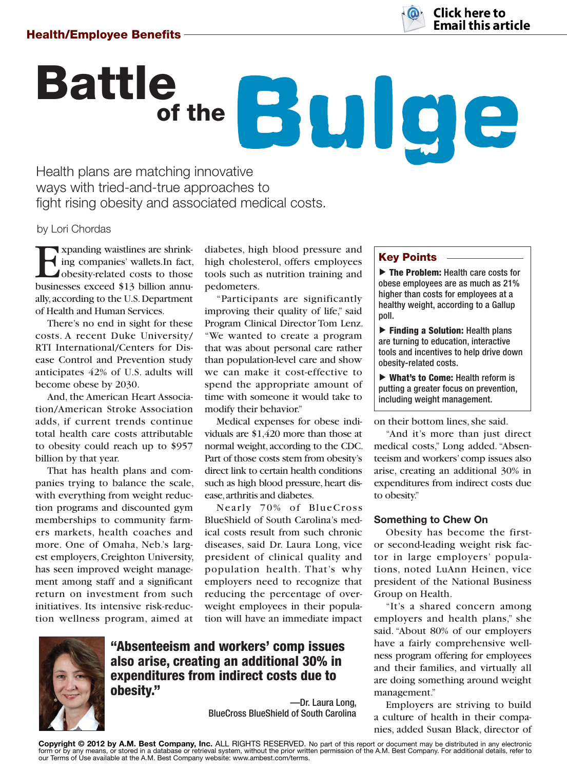Health/Employee Benefits

# Battle of the Bulge

Health plans are matching innovative ways with tried-and-true approaches to fight rising obesity and associated medical costs.

by Lori Chordas

Expanding waistlines are shrinking companies' wallets.In fact, obesity-related costs to those businesses exceed $13 billion annually, according to the U.S. Department of Health and Human Services.

There's no end in sight for these costs. A recent Duke University/RTI International/Centers for Disease Control and Prevention study anticipates 42% of U.S. adults will become obese by 2030.

And, the American Heart Association/American Stroke Association adds, if current trends continue total health care costs attributable to obesity could reach up to $957 billion by that year.

That has health plans and companies trying to balance the scale, with everything from weight reduction programs and discounted gym memberships to community farmers markets, health coaches and more. One of Omaha, Neb.'s largest employers, Creighton University, has seen improved weight management among staff and a significant return on investment from such initiatives. Its intensive risk-reduction wellness program, aimed at diabetes, high blood pressure and high cholesterol, offers employees tools such as nutrition training and pedometers.

"Participants are significantly improving their quality of life," said Program Clinical Director Tom Lenz. "We wanted to create a program that was about personal care rather than population-level care and show we can make it cost-effective to spend the appropriate amount of time with someone it would take to modify their behavior."

Medical expenses for obese individuals are $1,420 more than those at normal weight, according to the CDC. Part of those costs stem from obesity's direct link to certain health conditions such as high blood pressure, heart disease, arthritis and diabetes.

Nearly 70% of BlueCross BlueShield of South Carolina's medical costs result from such chronic diseases, said Dr. Laura Long, vice president of clinical quality and population health. That's why employers need to recognize that reducing the percentage of overweight employees in their population will have an immediate impact on their bottom lines, she said.

"And it's more than just direct medical costs," Long added. "Absenteeism and workers' comp issues also arise, creating an additional 30% in expenditures from indirect costs due to obesity."

> **Key Points**
>
> ▶ **The Problem:** Health care costs for obese employees are as much as 21% higher than costs for employees at a healthy weight, according to a Gallup poll.
>
> ▶ **Finding a Solution:** Health plans are turning to education, interactive tools and incentives to help drive down obesity-related costs.
>
> ▶ **What's to Come:** Health reform is putting a greater focus on prevention, including weight management.

> **"Absenteeism and workers' comp issues also arise, creating an additional 30% in expenditures from indirect costs due to obesity."**
>
> —Dr. Laura Long, BlueCross BlueShield of South Carolina

### Something to Chew On

Obesity has become the first- or second-leading weight risk factor in large employers' populations, noted LuAnn Heinen, vice president of the National Business Group on Health.

"It's a shared concern among employers and health plans," she said. "About 80% of our employers have a fairly comprehensive wellness program offering for employees and their families, and virtually all are doing something around weight management."

Employers are striving to build a culture of health in their companies, added Susan Black, director of

Copyright © 2012 by A.M. Best Company, Inc. ALL RIGHTS RESERVED. No part of this report or document may be distributed in any electronic form or by any means, or stored in a database or retrieval system, without the prior written permission of the A.M. Best Company. For additional details, refer to our Terms of Use available at the A.M. Best Company website: www.ambest.com/terms.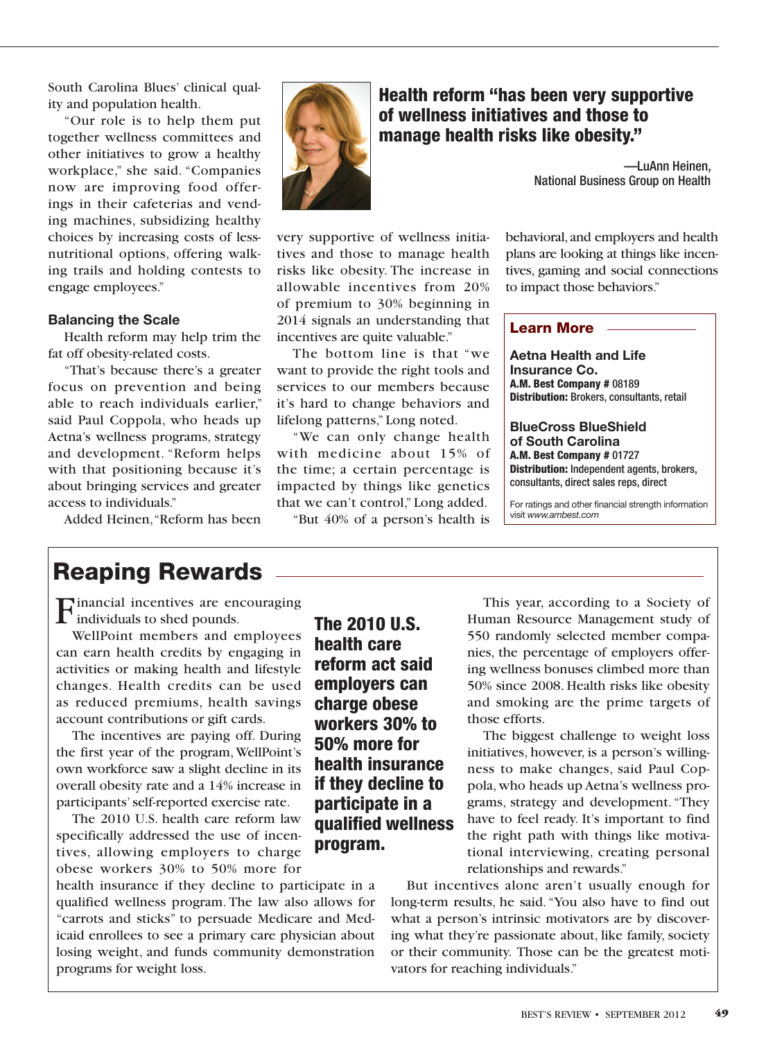South Carolina Blues' clinical quality and population health.

"Our role is to help them put together wellness committees and other initiatives to grow a healthy workplace," she said. "Companies now are improving food offerings in their cafeterias and vending machines, subsidizing healthy choices by increasing costs of less-nutritional options, offering walking trails and holding contests to engage employees."

### Balancing the Scale

Health reform may help trim the fat off obesity-related costs.

"That's because there's a greater focus on prevention and being able to reach individuals earlier," said Paul Coppola, who heads up Aetna's wellness programs, strategy and development. "Reform helps with that positioning because it's about bringing services and greater access to individuals."

Added Heinen, "Reform has been very supportive of wellness initiatives and those to manage health risks like obesity. The increase in allowable incentives from 20% of premium to 30% beginning in 2014 signals an understanding that incentives are quite valuable."

The bottom line is that "we want to provide the right tools and services to our members because it's hard to change behaviors and lifelong patterns," Long noted.

"We can only change health with medicine about 15% of the time; a certain percentage is impacted by things like genetics that we can't control," Long added. "But 40% of a person's health is behavioral, and employers and health plans are looking at things like incentives, gaming and social connections to impact those behaviors."

**Health reform "has been very supportive of wellness initiatives and those to manage health risks like obesity."**

—LuAnn Heinen, National Business Group on Health

### Learn More

**Aetna Health and Life Insurance Co.**
**A.M. Best Company #** 08189
**Distribution:** Brokers, consultants, retail

**BlueCross BlueShield of South Carolina**
**A.M. Best Company #** 01727
**Distribution:** Independent agents, brokers, consultants, direct sales reps, direct

For ratings and other financial strength information visit *www.ambest.com*

## Reaping Rewards

Financial incentives are encouraging individuals to shed pounds.

WellPoint members and employees can earn health credits by engaging in activities or making health and lifestyle changes. Health credits can be used as reduced premiums, health savings account contributions or gift cards.

The incentives are paying off. During the first year of the program, WellPoint's own workforce saw a slight decline in its overall obesity rate and a 14% increase in participants' self-reported exercise rate.

The 2010 U.S. health care reform law specifically addressed the use of incentives, allowing employers to charge obese workers 30% to 50% more for health insurance if they decline to participate in a qualified wellness program. The law also allows for "carrots and sticks" to persuade Medicare and Medicaid enrollees to see a primary care physician about losing weight, and funds community demonstration programs for weight loss.

**The 2010 U.S. health care reform act said employers can charge obese workers 30% to 50% more for health insurance if they decline to participate in a qualified wellness program.**

This year, according to a Society of Human Resource Management study of 550 randomly selected member companies, the percentage of employers offering wellness bonuses climbed more than 50% since 2008. Health risks like obesity and smoking are the prime targets of those efforts.

The biggest challenge to weight loss initiatives, however, is a person's willingness to make changes, said Paul Coppola, who heads up Aetna's wellness programs, strategy and development. "They have to feel ready. It's important to find the right path with things like motivational interviewing, creating personal relationships and rewards."

But incentives alone aren't usually enough for long-term results, he said. "You also have to find out what a person's intrinsic motivators are by discovering what they're passionate about, like family, society or their community. Those can be the greatest motivators for reaching individuals."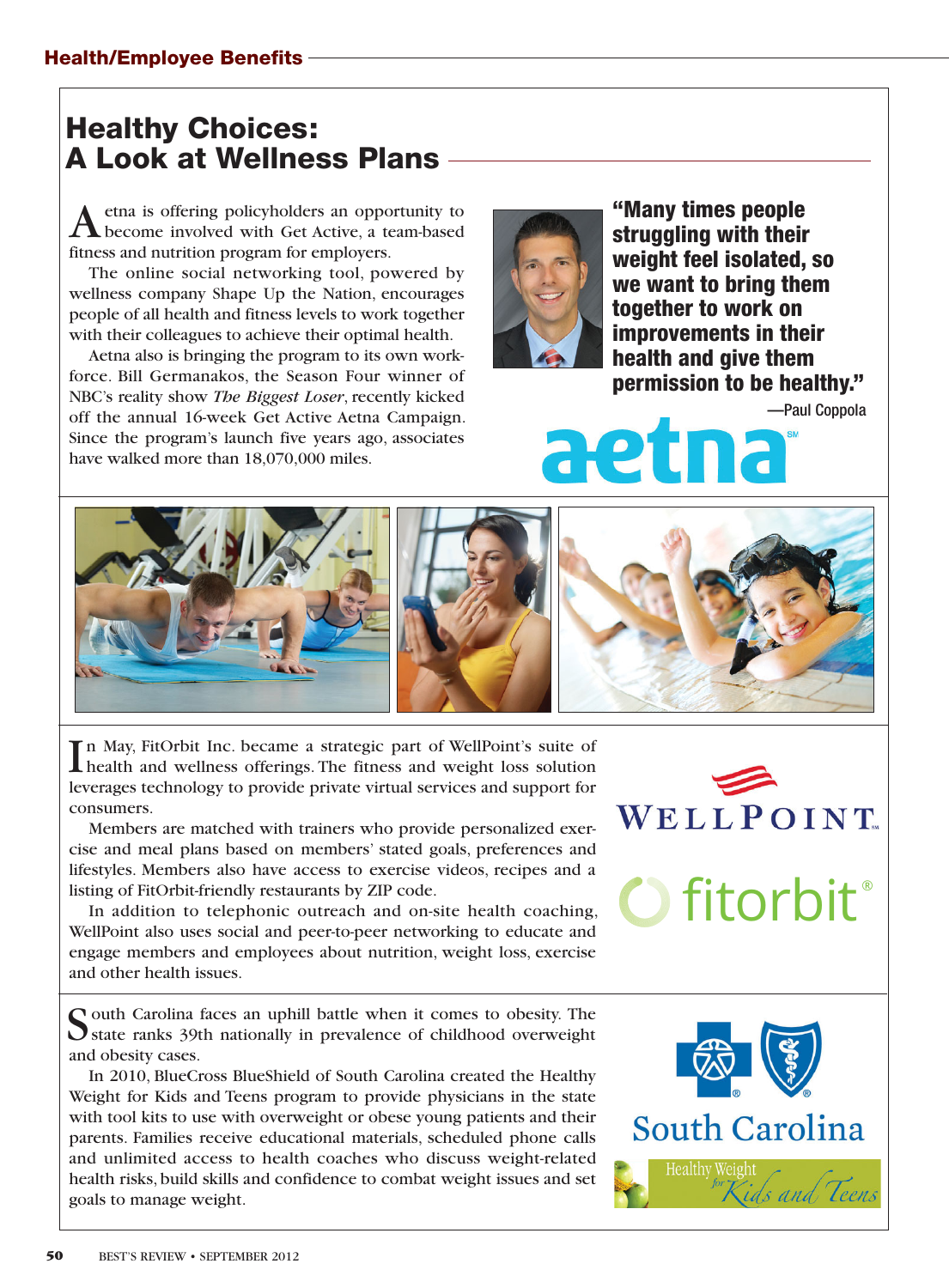## Healthy Choices: A Look at Wellness Plans

Aetna is offering policyholders an opportunity to become involved with Get Active, a team-based fitness and nutrition program for employers.

The online social networking tool, powered by wellness company Shape Up the Nation, encourages people of all health and fitness levels to work together with their colleagues to achieve their optimal health.

Aetna also is bringing the program to its own workforce. Bill Germanakos, the Season Four winner of NBC's reality show *The Biggest Loser*, recently kicked off the annual 16-week Get Active Aetna Campaign. Since the program's launch five years ago, associates have walked more than 18,070,000 miles.

**"Many times people struggling with their weight feel isolated, so we want to bring them together to work on improvements in their health and give them permission to be healthy."**

—Paul Coppola

aetna

In May, FitOrbit Inc. became a strategic part of WellPoint's suite of health and wellness offerings. The fitness and weight loss solution leverages technology to provide private virtual services and support for consumers.

Members are matched with trainers who provide personalized exercise and meal plans based on members' stated goals, preferences and lifestyles. Members also have access to exercise videos, recipes and a listing of FitOrbit-friendly restaurants by ZIP code.

In addition to telephonic outreach and on-site health coaching, WellPoint also uses social and peer-to-peer networking to educate and engage members and employees about nutrition, weight loss, exercise and other health issues.

WELLPOINT

fitorbit

South Carolina faces an uphill battle when it comes to obesity. The state ranks 39th nationally in prevalence of childhood overweight and obesity cases.

In 2010, BlueCross BlueShield of South Carolina created the Healthy Weight for Kids and Teens program to provide physicians in the state with tool kits to use with overweight or obese young patients and their parents. Families receive educational materials, scheduled phone calls and unlimited access to health coaches who discuss weight-related health risks, build skills and confidence to combat weight issues and set goals to manage weight.

South Carolina

Healthy Weight for Kids and Teens